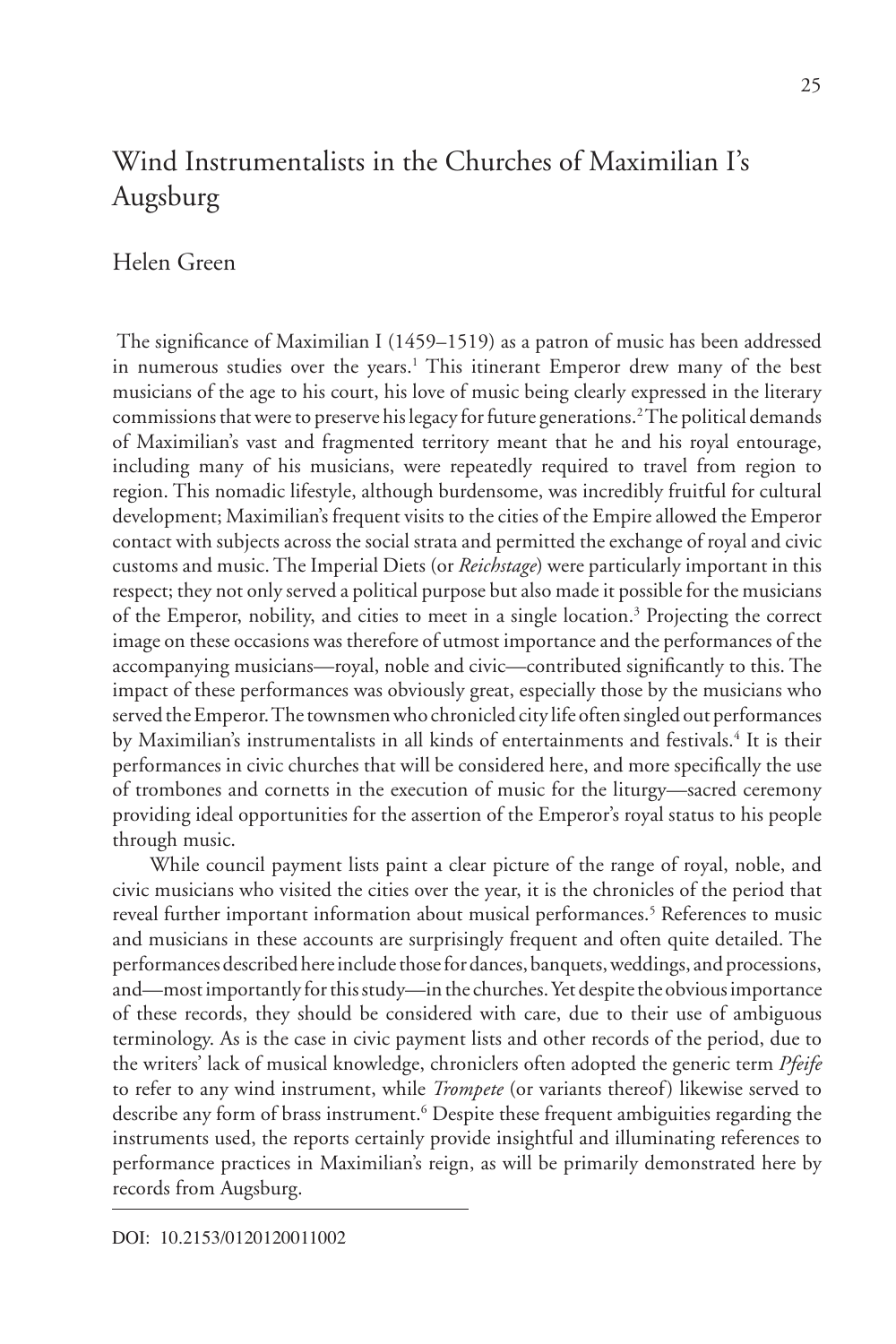# Wind Instrumentalists in the Churches of Maximilian I's Augsburg

Helen Green

The significance of Maximilian I (1459–1519) as a patron of music has been addressed in numerous studies over the years.[1] This itinerant Emperor drew many of the best musicians of the age to his court, his love of music being clearly expressed in the literary commissions that were to preserve his legacy for future generations.[2] The political demands of Maximilian's vast and fragmented territory meant that he and his royal entourage, including many of his musicians, were repeatedly required to travel from region to region. This nomadic lifestyle, although burdensome, was incredibly fruitful for cultural development; Maximilian's frequent visits to the cities of the Empire allowed the Emperor contact with subjects across the social strata and permitted the exchange of royal and civic customs and music. The Imperial Diets (or *Reichstage*) were particularly important in this respect; they not only served a political purpose but also made it possible for the musicians of the Emperor, nobility, and cities to meet in a single location.[3] Projecting the correct image on these occasions was therefore of utmost importance and the performances of the accompanying musicians—royal, noble and civic—contributed significantly to this. The impact of these performances was obviously great, especially those by the musicians who served the Emperor. The townsmen who chronicled city life often singled out performances by Maximilian's instrumentalists in all kinds of entertainments and festivals.[4] It is their performances in civic churches that will be considered here, and more specifically the use of trombones and cornetts in the execution of music for the liturgy—sacred ceremony providing ideal opportunities for the assertion of the Emperor's royal status to his people through music.

While council payment lists paint a clear picture of the range of royal, noble, and civic musicians who visited the cities over the year, it is the chronicles of the period that reveal further important information about musical performances.[5] References to music and musicians in these accounts are surprisingly frequent and often quite detailed. The performances described here include those for dances, banquets, weddings, and processions, and—most importantly for this study—in the churches. Yet despite the obvious importance of these records, they should be considered with care, due to their use of ambiguous terminology. As is the case in civic payment lists and other records of the period, due to the writers' lack of musical knowledge, chroniclers often adopted the generic term *Pfeife* to refer to any wind instrument, while *Trompete* (or variants thereof) likewise served to describe any form of brass instrument.[6] Despite these frequent ambiguities regarding the instruments used, the reports certainly provide insightful and illuminating references to performance practices in Maximilian's reign, as will be primarily demonstrated here by records from Augsburg.

DOI: 10.2153/0120120011002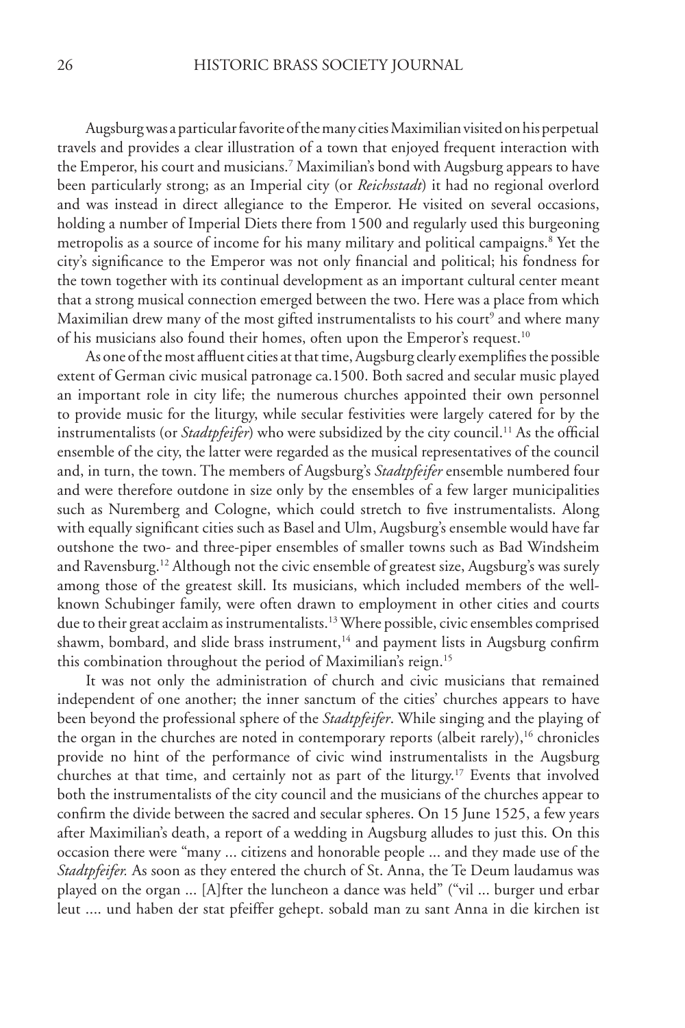Augsburg was a particular favorite of the many cities Maximilian visited on his perpetual travels and provides a clear illustration of a town that enjoyed frequent interaction with the Emperor, his court and musicians.[7] Maximilian's bond with Augsburg appears to have been particularly strong; as an Imperial city (or *Reichsstadt*) it had no regional overlord and was instead in direct allegiance to the Emperor. He visited on several occasions, holding a number of Imperial Diets there from 1500 and regularly used this burgeoning metropolis as a source of income for his many military and political campaigns.[8] Yet the city's significance to the Emperor was not only financial and political; his fondness for the town together with its continual development as an important cultural center meant that a strong musical connection emerged between the two. Here was a place from which Maximilian drew many of the most gifted instrumentalists to his court[9] and where many of his musicians also found their homes, often upon the Emperor's request.[10]

As one of the most affluent cities at that time, Augsburg clearly exemplifies the possible extent of German civic musical patronage ca.1500. Both sacred and secular music played an important role in city life; the numerous churches appointed their own personnel to provide music for the liturgy, while secular festivities were largely catered for by the instrumentalists (or *Stadtpfeifer*) who were subsidized by the city council.[11] As the official ensemble of the city, the latter were regarded as the musical representatives of the council and, in turn, the town. The members of Augsburg's *Stadtpfeifer* ensemble numbered four and were therefore outdone in size only by the ensembles of a few larger municipalities such as Nuremberg and Cologne, which could stretch to five instrumentalists. Along with equally significant cities such as Basel and Ulm, Augsburg's ensemble would have far outshone the two- and three-piper ensembles of smaller towns such as Bad Windsheim and Ravensburg.[12] Although not the civic ensemble of greatest size, Augsburg's was surely among those of the greatest skill. Its musicians, which included members of the well-known Schubinger family, were often drawn to employment in other cities and courts due to their great acclaim as instrumentalists.[13] Where possible, civic ensembles comprised shawm, bombard, and slide brass instrument,[14] and payment lists in Augsburg confirm this combination throughout the period of Maximilian's reign.[15]

It was not only the administration of church and civic musicians that remained independent of one another; the inner sanctum of the cities' churches appears to have been beyond the professional sphere of the *Stadtpfeifer*. While singing and the playing of the organ in the churches are noted in contemporary reports (albeit rarely),[16] chronicles provide no hint of the performance of civic wind instrumentalists in the Augsburg churches at that time, and certainly not as part of the liturgy.[17] Events that involved both the instrumentalists of the city council and the musicians of the churches appear to confirm the divide between the sacred and secular spheres. On 15 June 1525, a few years after Maximilian's death, a report of a wedding in Augsburg alludes to just this. On this occasion there were "many ... citizens and honorable people ... and they made use of the *Stadtpfeifer.* As soon as they entered the church of St. Anna, the Te Deum laudamus was played on the organ ... [A]fter the luncheon a dance was held" ("vil ... burger und erbar leut .... und haben der stat pfeiffer gehept. sobald man zu sant Anna in die kirchen ist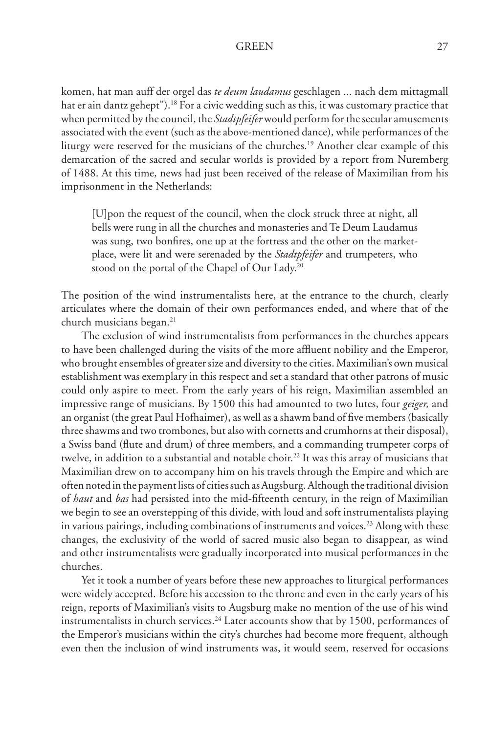komen, hat man auff der orgel das *te deum laudamus* geschlagen ... nach dem mittagmall hat er ain dantz gehept").[18] For a civic wedding such as this, it was customary practice that when permitted by the council, the *Stadtpfeifer* would perform for the secular amusements associated with the event (such as the above-mentioned dance), while performances of the liturgy were reserved for the musicians of the churches.[19] Another clear example of this demarcation of the sacred and secular worlds is provided by a report from Nuremberg of 1488. At this time, news had just been received of the release of Maximilian from his imprisonment in the Netherlands:

> [U]pon the request of the council, when the clock struck three at night, all bells were rung in all the churches and monasteries and Te Deum Laudamus was sung, two bonfires, one up at the fortress and the other on the market-place, were lit and were serenaded by the *Stadtpfeifer* and trumpeters, who stood on the portal of the Chapel of Our Lady.[20]

The position of the wind instrumentalists here, at the entrance to the church, clearly articulates where the domain of their own performances ended, and where that of the church musicians began.[21]

The exclusion of wind instrumentalists from performances in the churches appears to have been challenged during the visits of the more affluent nobility and the Emperor, who brought ensembles of greater size and diversity to the cities. Maximilian's own musical establishment was exemplary in this respect and set a standard that other patrons of music could only aspire to meet. From the early years of his reign, Maximilian assembled an impressive range of musicians. By 1500 this had amounted to two lutes, four *geiger,* and an organist (the great Paul Hofhaimer), as well as a shawm band of five members (basically three shawms and two trombones, but also with cornetts and crumhorns at their disposal), a Swiss band (flute and drum) of three members, and a commanding trumpeter corps of twelve, in addition to a substantial and notable choir.[22] It was this array of musicians that Maximilian drew on to accompany him on his travels through the Empire and which are often noted in the payment lists of cities such as Augsburg. Although the traditional division of *haut* and *bas* had persisted into the mid-fifteenth century, in the reign of Maximilian we begin to see an overstepping of this divide, with loud and soft instrumentalists playing in various pairings, including combinations of instruments and voices.[23] Along with these changes, the exclusivity of the world of sacred music also began to disappear, as wind and other instrumentalists were gradually incorporated into musical performances in the churches.

Yet it took a number of years before these new approaches to liturgical performances were widely accepted. Before his accession to the throne and even in the early years of his reign, reports of Maximilian's visits to Augsburg make no mention of the use of his wind instrumentalists in church services.[24] Later accounts show that by 1500, performances of the Emperor's musicians within the city's churches had become more frequent, although even then the inclusion of wind instruments was, it would seem, reserved for occasions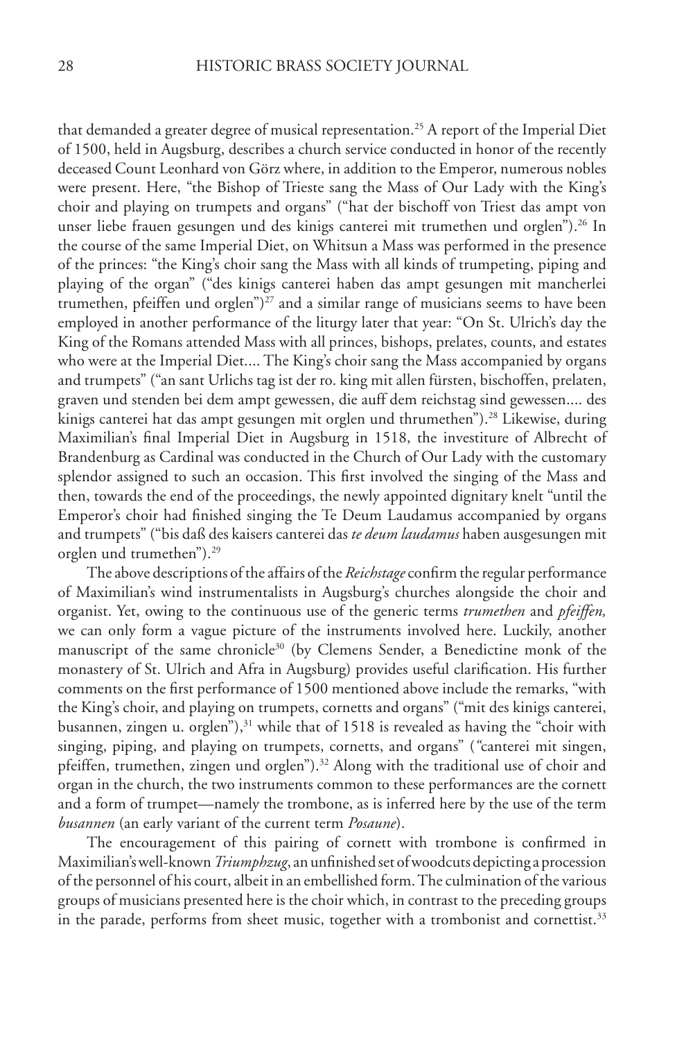that demanded a greater degree of musical representation.[25] A report of the Imperial Diet of 1500, held in Augsburg, describes a church service conducted in honor of the recently deceased Count Leonhard von Görz where, in addition to the Emperor, numerous nobles were present. Here, "the Bishop of Trieste sang the Mass of Our Lady with the King's choir and playing on trumpets and organs" ("hat der bischoff von Triest das ampt von unser liebe frauen gesungen und des kinigs canterei mit trumethen und orglen").[26] In the course of the same Imperial Diet, on Whitsun a Mass was performed in the presence of the princes: "the King's choir sang the Mass with all kinds of trumpeting, piping and playing of the organ" ("des kinigs canterei haben das ampt gesungen mit mancherlei trumethen, pfeiffen und orglen")[27] and a similar range of musicians seems to have been employed in another performance of the liturgy later that year: "On St. Ulrich's day the King of the Romans attended Mass with all princes, bishops, prelates, counts, and estates who were at the Imperial Diet.... The King's choir sang the Mass accompanied by organs and trumpets" ("an sant Urlichs tag ist der ro. king mit allen fürsten, bischoffen, prelaten, graven und stenden bei dem ampt gewessen, die auff dem reichstag sind gewessen.... des kinigs canterei hat das ampt gesungen mit orglen und thrumethen").[28] Likewise, during Maximilian's final Imperial Diet in Augsburg in 1518, the investiture of Albrecht of Brandenburg as Cardinal was conducted in the Church of Our Lady with the customary splendor assigned to such an occasion. This first involved the singing of the Mass and then, towards the end of the proceedings, the newly appointed dignitary knelt "until the Emperor's choir had finished singing the Te Deum Laudamus accompanied by organs and trumpets" ("bis daß des kaisers canterei das *te deum laudamus* haben ausgesungen mit orglen und trumethen").[29]

The above descriptions of the affairs of the *Reichstage* confirm the regular performance of Maximilian's wind instrumentalists in Augsburg's churches alongside the choir and organist. Yet, owing to the continuous use of the generic terms *trumethen* and *pfeiffen,* we can only form a vague picture of the instruments involved here. Luckily, another manuscript of the same chronicle[30] (by Clemens Sender, a Benedictine monk of the monastery of St. Ulrich and Afra in Augsburg) provides useful clarification. His further comments on the first performance of 1500 mentioned above include the remarks, "with the King's choir, and playing on trumpets, cornetts and organs" ("mit des kinigs canterei, busannen, zingen u. orglen"),[31] while that of 1518 is revealed as having the "choir with singing, piping, and playing on trumpets, cornetts, and organs" ("canterei mit singen, pfeiffen, trumethen, zingen und orglen").[32] Along with the traditional use of choir and organ in the church, the two instruments common to these performances are the cornett and a form of trumpet—namely the trombone, as is inferred here by the use of the term *busannen* (an early variant of the current term *Posaune*).

The encouragement of this pairing of cornett with trombone is confirmed in Maximilian's well-known *Triumphzug*, an unfinished set of woodcuts depicting a procession of the personnel of his court, albeit in an embellished form. The culmination of the various groups of musicians presented here is the choir which, in contrast to the preceding groups in the parade, performs from sheet music, together with a trombonist and cornettist.[33]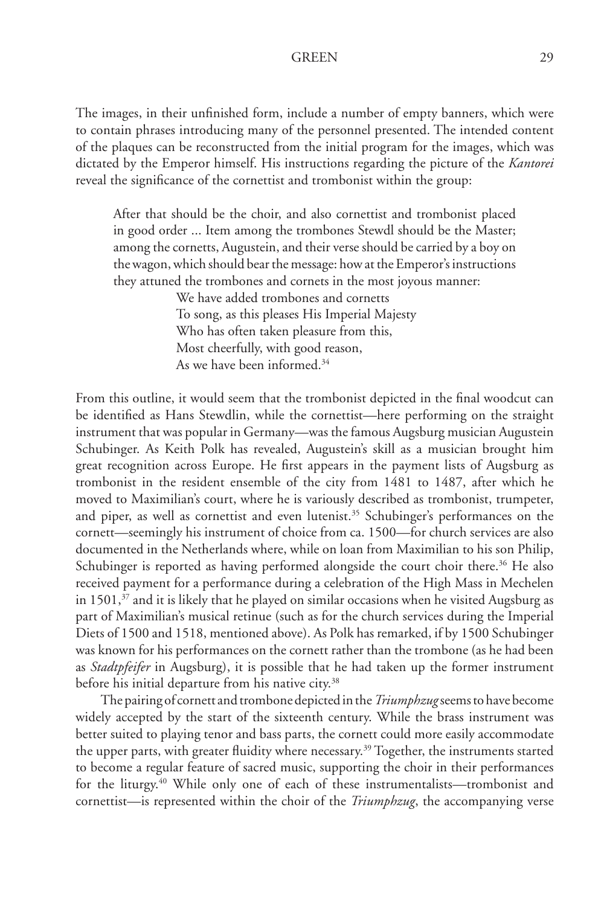The images, in their unfinished form, include a number of empty banners, which were to contain phrases introducing many of the personnel presented. The intended content of the plaques can be reconstructed from the initial program for the images, which was dictated by the Emperor himself. His instructions regarding the picture of the *Kantorei* reveal the significance of the cornettist and trombonist within the group:

> After that should be the choir, and also cornettist and trombonist placed in good order ... Item among the trombones Stewdl should be the Master; among the cornetts, Augustein, and their verse should be carried by a boy on the wagon, which should bear the message: how at the Emperor's instructions they attuned the trombones and cornets in the most joyous manner:
>
> We have added trombones and cornetts
> To song, as this pleases His Imperial Majesty
> Who has often taken pleasure from this,
> Most cheerfully, with good reason,
> As we have been informed.[34]

From this outline, it would seem that the trombonist depicted in the final woodcut can be identified as Hans Stewdlin, while the cornettist—here performing on the straight instrument that was popular in Germany—was the famous Augsburg musician Augustein Schubinger. As Keith Polk has revealed, Augustein's skill as a musician brought him great recognition across Europe. He first appears in the payment lists of Augsburg as trombonist in the resident ensemble of the city from 1481 to 1487, after which he moved to Maximilian's court, where he is variously described as trombonist, trumpeter, and piper, as well as cornettist and even lutenist.[35] Schubinger's performances on the cornett—seemingly his instrument of choice from ca. 1500—for church services are also documented in the Netherlands where, while on loan from Maximilian to his son Philip, Schubinger is reported as having performed alongside the court choir there.[36] He also received payment for a performance during a celebration of the High Mass in Mechelen in 1501,[37] and it is likely that he played on similar occasions when he visited Augsburg as part of Maximilian's musical retinue (such as for the church services during the Imperial Diets of 1500 and 1518, mentioned above). As Polk has remarked, if by 1500 Schubinger was known for his performances on the cornett rather than the trombone (as he had been as *Stadtpfeifer* in Augsburg), it is possible that he had taken up the former instrument before his initial departure from his native city.[38]

The pairing of cornett and trombone depicted in the *Triumphzug* seems to have become widely accepted by the start of the sixteenth century. While the brass instrument was better suited to playing tenor and bass parts, the cornett could more easily accommodate the upper parts, with greater fluidity where necessary.[39] Together, the instruments started to become a regular feature of sacred music, supporting the choir in their performances for the liturgy.[40] While only one of each of these instrumentalists—trombonist and cornettist—is represented within the choir of the *Triumphzug*, the accompanying verse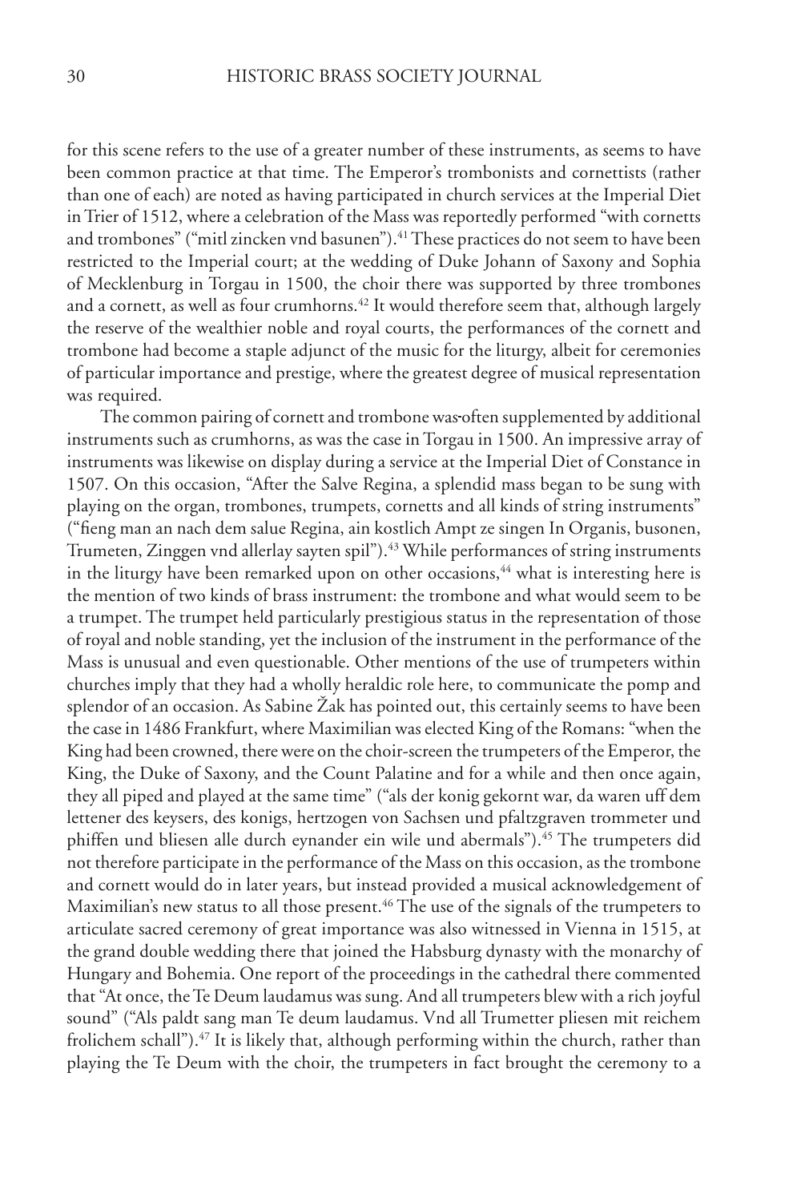for this scene refers to the use of a greater number of these instruments, as seems to have been common practice at that time. The Emperor's trombonists and cornettists (rather than one of each) are noted as having participated in church services at the Imperial Diet in Trier of 1512, where a celebration of the Mass was reportedly performed "with cornetts and trombones" ("mitl zincken vnd basunen").[41] These practices do not seem to have been restricted to the Imperial court; at the wedding of Duke Johann of Saxony and Sophia of Mecklenburg in Torgau in 1500, the choir there was supported by three trombones and a cornett, as well as four crumhorns.[42] It would therefore seem that, although largely the reserve of the wealthier noble and royal courts, the performances of the cornett and trombone had become a staple adjunct of the music for the liturgy, albeit for ceremonies of particular importance and prestige, where the greatest degree of musical representation was required.

The common pairing of cornett and trombone was often supplemented by additional instruments such as crumhorns, as was the case in Torgau in 1500. An impressive array of instruments was likewise on display during a service at the Imperial Diet of Constance in 1507. On this occasion, "After the Salve Regina, a splendid mass began to be sung with playing on the organ, trombones, trumpets, cornetts and all kinds of string instruments" ("fieng man an nach dem salue Regina, ain kostlich Ampt ze singen In Organis, busonen, Trumeten, Zinggen vnd allerlay sayten spil").[43] While performances of string instruments in the liturgy have been remarked upon on other occasions,[44] what is interesting here is the mention of two kinds of brass instrument: the trombone and what would seem to be a trumpet. The trumpet held particularly prestigious status in the representation of those of royal and noble standing, yet the inclusion of the instrument in the performance of the Mass is unusual and even questionable. Other mentions of the use of trumpeters within churches imply that they had a wholly heraldic role here, to communicate the pomp and splendor of an occasion. As Sabine Žak has pointed out, this certainly seems to have been the case in 1486 Frankfurt, where Maximilian was elected King of the Romans: "when the King had been crowned, there were on the choir-screen the trumpeters of the Emperor, the King, the Duke of Saxony, and the Count Palatine and for a while and then once again, they all piped and played at the same time" ("als der konig gekornt war, da waren uff dem lettener des keysers, des konigs, hertzogen von Sachsen und pfaltzgraven trommeter und phiffen und bliesen alle durch eynander ein wile und abermals").[45] The trumpeters did not therefore participate in the performance of the Mass on this occasion, as the trombone and cornett would do in later years, but instead provided a musical acknowledgement of Maximilian's new status to all those present.[46] The use of the signals of the trumpeters to articulate sacred ceremony of great importance was also witnessed in Vienna in 1515, at the grand double wedding there that joined the Habsburg dynasty with the monarchy of Hungary and Bohemia. One report of the proceedings in the cathedral there commented that "At once, the Te Deum laudamus was sung. And all trumpeters blew with a rich joyful sound" ("Als paldt sang man Te deum laudamus. Vnd all Trumetter pliesen mit reichem frolichem schall").[47] It is likely that, although performing within the church, rather than playing the Te Deum with the choir, the trumpeters in fact brought the ceremony to a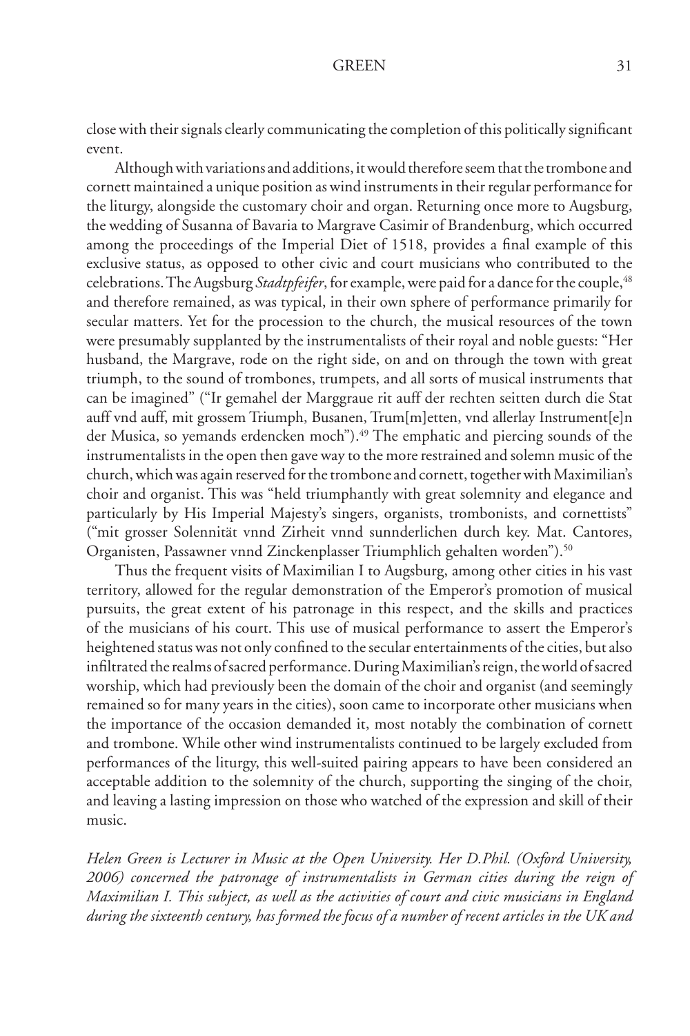close with their signals clearly communicating the completion of this politically significant event.

Although with variations and additions, it would therefore seem that the trombone and cornett maintained a unique position as wind instruments in their regular performance for the liturgy, alongside the customary choir and organ. Returning once more to Augsburg, the wedding of Susanna of Bavaria to Margrave Casimir of Brandenburg, which occurred among the proceedings of the Imperial Diet of 1518, provides a final example of this exclusive status, as opposed to other civic and court musicians who contributed to the celebrations. The Augsburg *Stadtpfeifer*, for example, were paid for a dance for the couple,[48] and therefore remained, as was typical, in their own sphere of performance primarily for secular matters. Yet for the procession to the church, the musical resources of the town were presumably supplanted by the instrumentalists of their royal and noble guests: "Her husband, the Margrave, rode on the right side, on and on through the town with great triumph, to the sound of trombones, trumpets, and all sorts of musical instruments that can be imagined" ("Ir gemahel der Marggraue rit auff der rechten seitten durch die Stat auff vnd auff, mit grossem Triumph, Busanen, Trum[m]etten, vnd allerlay Instrument[e]n der Musica, so yemands erdencken moch").[49] The emphatic and piercing sounds of the instrumentalists in the open then gave way to the more restrained and solemn music of the church, which was again reserved for the trombone and cornett, together with Maximilian's choir and organist. This was "held triumphantly with great solemnity and elegance and particularly by His Imperial Majesty's singers, organists, trombonists, and cornettists" ("mit grosser Solennität vnnd Zirheit vnnd sunnderlichen durch key. Mat. Cantores, Organisten, Passawner vnnd Zinckenplasser Triumphlich gehalten worden").[50]

Thus the frequent visits of Maximilian I to Augsburg, among other cities in his vast territory, allowed for the regular demonstration of the Emperor's promotion of musical pursuits, the great extent of his patronage in this respect, and the skills and practices of the musicians of his court. This use of musical performance to assert the Emperor's heightened status was not only confined to the secular entertainments of the cities, but also infiltrated the realms of sacred performance. During Maximilian's reign, the world of sacred worship, which had previously been the domain of the choir and organist (and seemingly remained so for many years in the cities), soon came to incorporate other musicians when the importance of the occasion demanded it, most notably the combination of cornett and trombone. While other wind instrumentalists continued to be largely excluded from performances of the liturgy, this well-suited pairing appears to have been considered an acceptable addition to the solemnity of the church, supporting the singing of the choir, and leaving a lasting impression on those who watched of the expression and skill of their music.

*Helen Green is Lecturer in Music at the Open University. Her D.Phil. (Oxford University, 2006) concerned the patronage of instrumentalists in German cities during the reign of Maximilian I. This subject, as well as the activities of court and civic musicians in England during the sixteenth century, has formed the focus of a number of recent articles in the UK and*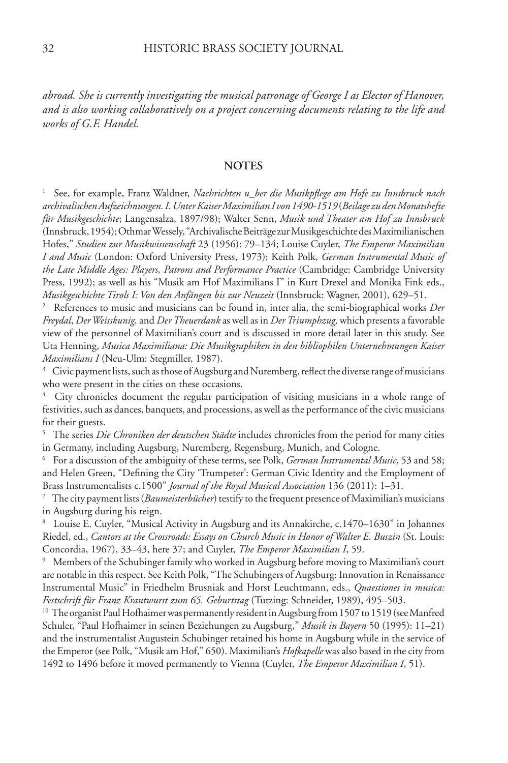*abroad. She is currently investigating the musical patronage of George I as Elector of Hanover, and is also working collaboratively on a project concerning documents relating to the life and works of G.F. Handel.*

## NOTES

[1] See, for example, Franz Waldner, *Nachrichten u_ber die Musikpflege am Hofe zu Innsbruck nach archivalischen Aufzeichnungen. I. Unter Kaiser Maximilian I von 1490-1519* (*Beilage zu den Monatshefte für Musikgeschichte*; Langensalza, 1897/98); Walter Senn, *Musik und Theater am Hof zu Innsbruck* (Innsbruck, 1954); Othmar Wessely, "Archivalische Beiträge zur Musikgeschichte des Maximilianischen Hofes," *Studien zur Musikwissenschaft* 23 (1956): 79–134; Louise Cuyler, *The Emperor Maximilian I and Music* (London: Oxford University Press, 1973); Keith Polk, *German Instrumental Music of the Late Middle Ages: Players, Patrons and Performance Practice* (Cambridge: Cambridge University Press, 1992); as well as his "Musik am Hof Maximilians I" in Kurt Drexel and Monika Fink eds., *Musikgeschichte Tirols I: Von den Anfängen bis zur Neuzeit* (Innsbruck: Wagner, 2001), 629–51.

[2] References to music and musicians can be found in, inter alia, the semi-biographical works *Der Freydal*, *Der Weisskunig,* and *Der Theuerdank* as well as in *Der Triumphzug,* which presents a favorable view of the personnel of Maximilian's court and is discussed in more detail later in this study. See Uta Henning, *Musica Maximiliana: Die Musikgraphiken in den bibliophilen Unternehmungen Kaiser Maximilians I* (Neu-Ulm: Stegmiller, 1987).

[3] Civic payment lists, such as those of Augsburg and Nuremberg, reflect the diverse range of musicians who were present in the cities on these occasions.

[4] City chronicles document the regular participation of visiting musicians in a whole range of festivities, such as dances, banquets, and processions, as well as the performance of the civic musicians for their guests.

[5] The series *Die Chroniken der deutschen Städte* includes chronicles from the period for many cities in Germany, including Augsburg, Nuremberg, Regensburg, Munich, and Cologne.

[6] For a discussion of the ambiguity of these terms, see Polk, *German Instrumental Music*, 53 and 58; and Helen Green, "Defining the City 'Trumpeter': German Civic Identity and the Employment of Brass Instrumentalists c.1500" *Journal of the Royal Musical Association* 136 (2011): 1–31.

[7] The city payment lists (*Baumeisterbücher*) testify to the frequent presence of Maximilian's musicians in Augsburg during his reign.

[8] Louise E. Cuyler, "Musical Activity in Augsburg and its Annakirche, c.1470–1630" in Johannes Riedel, ed., *Cantors at the Crossroads: Essays on Church Music in Honor of Walter E. Buszin* (St. Louis: Concordia, 1967), 33–43, here 37; and Cuyler, *The Emperor Maximilian I*, 59.

[9] Members of the Schubinger family who worked in Augsburg before moving to Maximilian's court are notable in this respect. See Keith Polk, "The Schubingers of Augsburg: Innovation in Renaissance Instrumental Music" in Friedhelm Brusniak and Horst Leuchtmann, eds., *Quaestiones in musica: Festschrift für Franz Krautwurst zum 65. Geburtstag* (Tutzing: Schneider, 1989), 495–503.

[10] The organist Paul Hofhaimer was permanently resident in Augsburg from 1507 to 1519 (see Manfred Schuler, "Paul Hofhaimer in seinen Beziehungen zu Augsburg," *Musik in Bayern* 50 (1995): 11–21) and the instrumentalist Augustein Schubinger retained his home in Augsburg while in the service of the Emperor (see Polk, "Musik am Hof," 650). Maximilian's *Hofkapelle* was also based in the city from 1492 to 1496 before it moved permanently to Vienna (Cuyler, *The Emperor Maximilian I*, 51).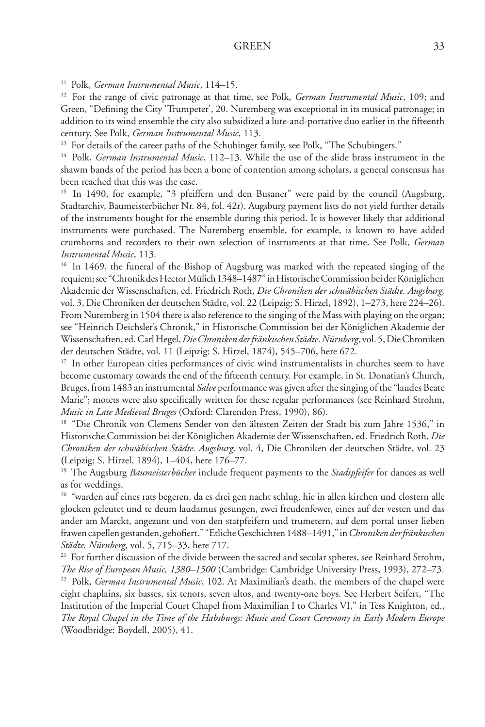[11] Polk, *German Instrumental Music*, 114–15.

[12] For the range of civic patronage at that time, see Polk, *German Instrumental Music*, 109; and Green, "Defining the City 'Trumpeter', 20. Nuremberg was exceptional in its musical patronage; in addition to its wind ensemble the city also subsidized a lute-and-portative duo earlier in the fifteenth century. See Polk, *German Instrumental Music*, 113.

[13] For details of the career paths of the Schubinger family, see Polk, "The Schubingers."

[14] Polk, *German Instrumental Music*, 112–13. While the use of the slide brass instrument in the shawm bands of the period has been a bone of contention among scholars, a general consensus has been reached that this was the case.

[15] In 1490, for example, "3 pfeiffern und den Busaner" were paid by the council (Augsburg, Stadtarchiv, Baumeisterbücher Nr. 84, fol. 42r). Augsburg payment lists do not yield further details of the instruments bought for the ensemble during this period. It is however likely that additional instruments were purchased. The Nuremberg ensemble, for example, is known to have added crumhorns and recorders to their own selection of instruments at that time. See Polk, *German Instrumental Music*, 113.

[16] In 1469, the funeral of the Bishop of Augsburg was marked with the repeated singing of the requiem; see "Chronik des Hector Mülich 1348–1487" in Historische Commission bei der Königlichen Akademie der Wissenschaften, ed. Friedrich Roth, *Die Chroniken der schwäbischen Städte. Augsburg,* vol. 3, Die Chroniken der deutschen Städte, vol. 22 (Leipzig: S. Hirzel, 1892), 1–273, here 224–26). From Nuremberg in 1504 there is also reference to the singing of the Mass with playing on the organ; see "Heinrich Deichsler's Chronik," in Historische Commission bei der Königlichen Akademie der Wissenschaften, ed. Carl Hegel, *Die Chroniken der fränkischen Städte*. *Nürnberg*, vol. 5, Die Chroniken der deutschen Städte, vol. 11 (Leipzig: S. Hirzel, 1874), 545–706, here 672.

[17] In other European cities performances of civic wind instrumentalists in churches seem to have become customary towards the end of the fifteenth century. For example, in St. Donatian's Church, Bruges, from 1483 an instrumental *Salve* performance was given after the singing of the "laudes Beate Marie"; motets were also specifically written for these regular performances (see Reinhard Strohm, *Music in Late Medieval Bruges* (Oxford: Clarendon Press, 1990), 86).

[18] "Die Chronik von Clemens Sender von den ältesten Zeiten der Stadt bis zum Jahre 1536," in Historische Commission bei der Königlichen Akademie der Wissenschaften, ed. Friedrich Roth, *Die Chroniken der schwäbischen Städte. Augsburg,* vol. 4, Die Chroniken der deutschen Städte, vol. 23 (Leipzig: S. Hirzel, 1894), 1–404, here 176–77.

[19] The Augsburg *Baumeisterbücher* include frequent payments to the *Stadtpfeifer* for dances as well as for weddings.

[20] "warden auf eines rats begeren, da es drei gen nacht schlug, hie in allen kirchen und clostern alle glocken geleutet und te deum laudamus gesungen, zwei freudenfewer, eines auf der vesten und das ander am Marckt, angezunt und von den statpfeifern und trumetern, auf dem portal unser lieben frawen capellen gestanden, gehofiert." "Etliche Geschichten 1488–1491," in *Chroniken der fränkischen Städte. Nürnberg,* vol. 5, 715–33, here 717.

[21] For further discussion of the divide between the sacred and secular spheres, see Reinhard Strohm, *The Rise of European Music, 1380–1500* (Cambridge: Cambridge University Press, 1993), 272–73.

[22] Polk, *German Instrumental Music*, 102. At Maximilian's death, the members of the chapel were eight chaplains, six basses, six tenors, seven altos, and twenty-one boys. See Herbert Seifert, "The Institution of the Imperial Court Chapel from Maximilian I to Charles VI," in Tess Knighton, ed., *The Royal Chapel in the Time of the Habsburgs: Music and Court Ceremony in Early Modern Europe* (Woodbridge: Boydell, 2005), 41.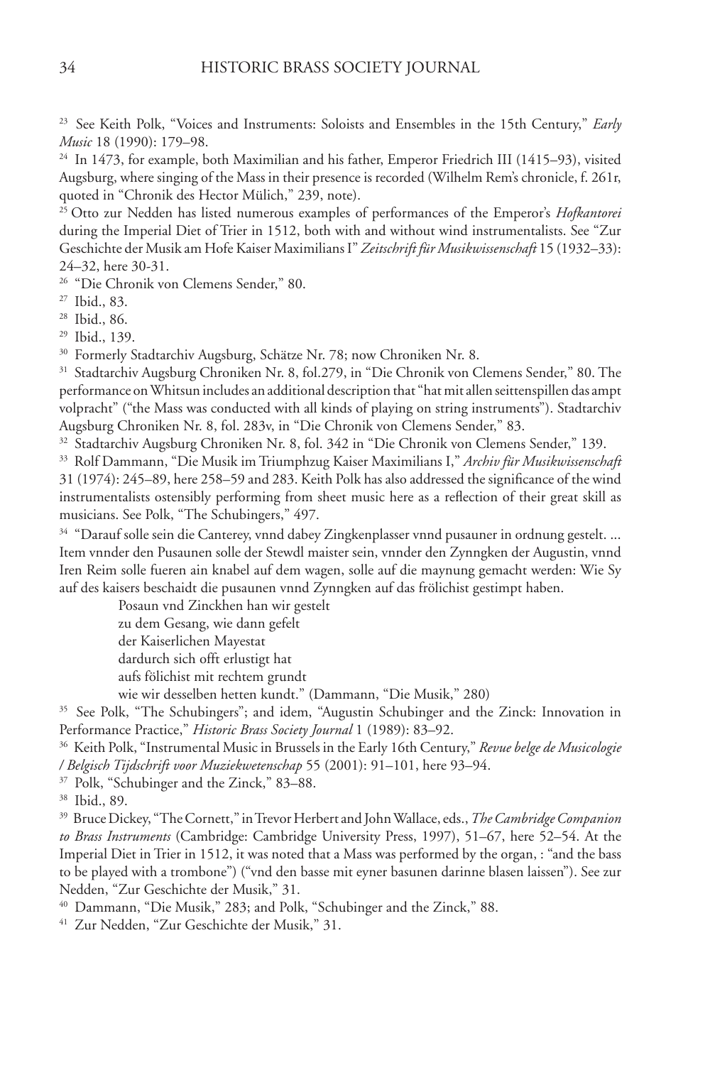[23] See Keith Polk, "Voices and Instruments: Soloists and Ensembles in the 15th Century," *Early Music* 18 (1990): 179–98.

[24] In 1473, for example, both Maximilian and his father, Emperor Friedrich III (1415–93), visited Augsburg, where singing of the Mass in their presence is recorded (Wilhelm Rem's chronicle, f. 261r, quoted in "Chronik des Hector Mülich," 239, note).

[25] Otto zur Nedden has listed numerous examples of performances of the Emperor's *Hofkantorei* during the Imperial Diet of Trier in 1512, both with and without wind instrumentalists. See "Zur Geschichte der Musik am Hofe Kaiser Maximilians I" *Zeitschrift für Musikwissenschaft* 15 (1932–33): 24–32, here 30-31.

[26] "Die Chronik von Clemens Sender," 80.

[27] Ibid., 83.

[28] Ibid., 86.

[29] Ibid., 139.

[30] Formerly Stadtarchiv Augsburg, Schätze Nr. 78; now Chroniken Nr. 8.

[31] Stadtarchiv Augsburg Chroniken Nr. 8, fol.279, in "Die Chronik von Clemens Sender," 80. The performance on Whitsun includes an additional description that "hat mit allen seittenspillen das ampt volpracht" ("the Mass was conducted with all kinds of playing on string instruments"). Stadtarchiv Augsburg Chroniken Nr. 8, fol. 283v, in "Die Chronik von Clemens Sender," 83.

[32] Stadtarchiv Augsburg Chroniken Nr. 8, fol. 342 in "Die Chronik von Clemens Sender," 139.

[33] Rolf Dammann, "Die Musik im Triumphzug Kaiser Maximilians I," *Archiv für Musikwissenschaft* 31 (1974): 245–89, here 258–59 and 283. Keith Polk has also addressed the significance of the wind instrumentalists ostensibly performing from sheet music here as a reflection of their great skill as musicians. See Polk, "The Schubingers," 497.

[34] "Darauf solle sein die Canterey, vnnd dabey Zingkenplasser vnnd pusauner in ordnung gestelt. ... Item vnnder den Pusaunen solle der Stewdl maister sein, vnnder den Zynngken der Augustin, vnnd Iren Reim solle fueren ain knabel auf dem wagen, solle auf die maynung gemacht werden: Wie Sy auf des kaisers beschaidt die pusaunen vnnd Zynngken auf das frölichist gestimpt haben.

> Posaun vnd Zinckhen han wir gestelt
> zu dem Gesang, wie dann gefelt
> der Kaiserlichen Mayestat
> dardurch sich offt erlustigt hat
> aufs fölichist mit rechtem grundt
> wie wir desselben hetten kundt." (Dammann, "Die Musik," 280)

[35] See Polk, "The Schubingers"; and idem, "Augustin Schubinger and the Zinck: Innovation in Performance Practice," *Historic Brass Society Journal* 1 (1989): 83–92.

[36] Keith Polk, "Instrumental Music in Brussels in the Early 16th Century," *Revue belge de Musicologie / Belgisch Tijdschrift voor Muziekwetenschap* 55 (2001): 91–101, here 93–94.

[37] Polk, "Schubinger and the Zinck," 83–88.

[38] Ibid., 89.

[39] Bruce Dickey, "The Cornett," in Trevor Herbert and John Wallace, eds., *The Cambridge Companion to Brass Instruments* (Cambridge: Cambridge University Press, 1997), 51–67, here 52–54. At the Imperial Diet in Trier in 1512, it was noted that a Mass was performed by the organ, : "and the bass to be played with a trombone") ("vnd den basse mit eyner basunen darinne blasen laissen"). See zur Nedden, "Zur Geschichte der Musik," 31.

[40] Dammann, "Die Musik," 283; and Polk, "Schubinger and the Zinck," 88.

[41] Zur Nedden, "Zur Geschichte der Musik," 31.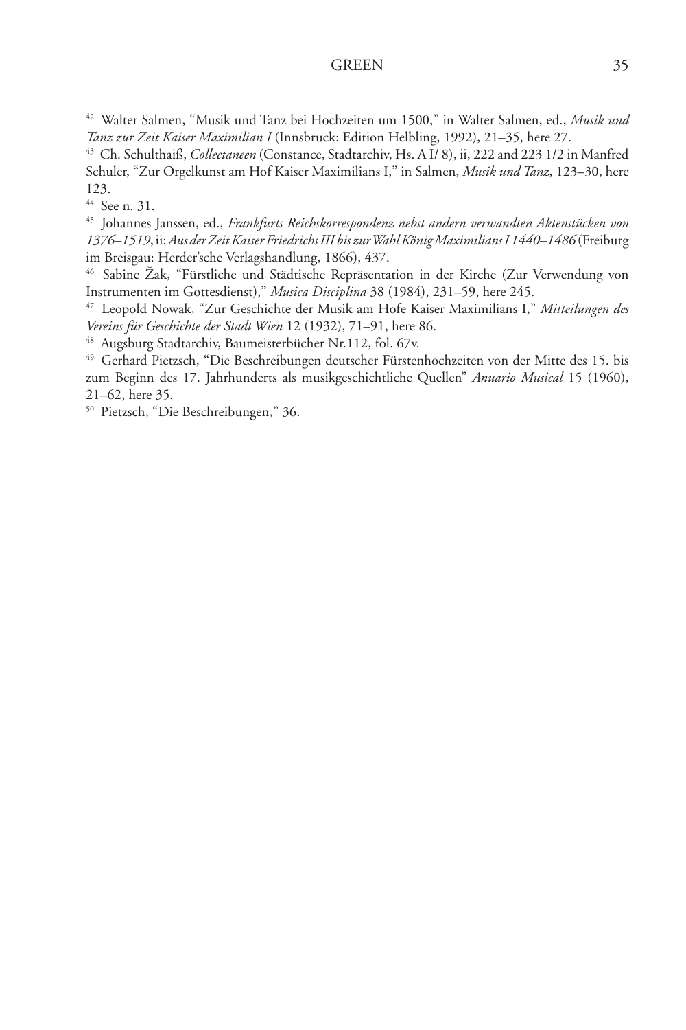[42] Walter Salmen, "Musik und Tanz bei Hochzeiten um 1500," in Walter Salmen, ed., *Musik und Tanz zur Zeit Kaiser Maximilian I* (Innsbruck: Edition Helbling, 1992), 21–35, here 27.

[43] Ch. Schulthaiß, *Collectaneen* (Constance, Stadtarchiv, Hs. A I/ 8), ii, 222 and 223 1/2 in Manfred Schuler, "Zur Orgelkunst am Hof Kaiser Maximilians I," in Salmen, *Musik und Tanz*, 123–30, here 123.

[44] See n. 31.

[45] Johannes Janssen, ed., *Frankfurts Reichskorrespondenz nebst andern verwandten Aktenstücken von 1376–1519*, ii: *Aus der Zeit Kaiser Friedrichs III bis zur Wahl König Maximilians I 1440–1486* (Freiburg im Breisgau: Herder'sche Verlagshandlung, 1866), 437.

[46] Sabine Žak, "Fürstliche und Städtische Repräsentation in der Kirche (Zur Verwendung von Instrumenten im Gottesdienst)," *Musica Disciplina* 38 (1984), 231–59, here 245.

[47] Leopold Nowak, "Zur Geschichte der Musik am Hofe Kaiser Maximilians I," *Mitteilungen des Vereins für Geschichte der Stadt Wien* 12 (1932), 71–91, here 86.

[48] Augsburg Stadtarchiv, Baumeisterbücher Nr.112, fol. 67v.

[49] Gerhard Pietzsch, "Die Beschreibungen deutscher Fürstenhochzeiten von der Mitte des 15. bis zum Beginn des 17. Jahrhunderts als musikgeschichtliche Quellen" *Anuario Musical* 15 (1960), 21–62, here 35.

[50] Pietzsch, "Die Beschreibungen," 36.